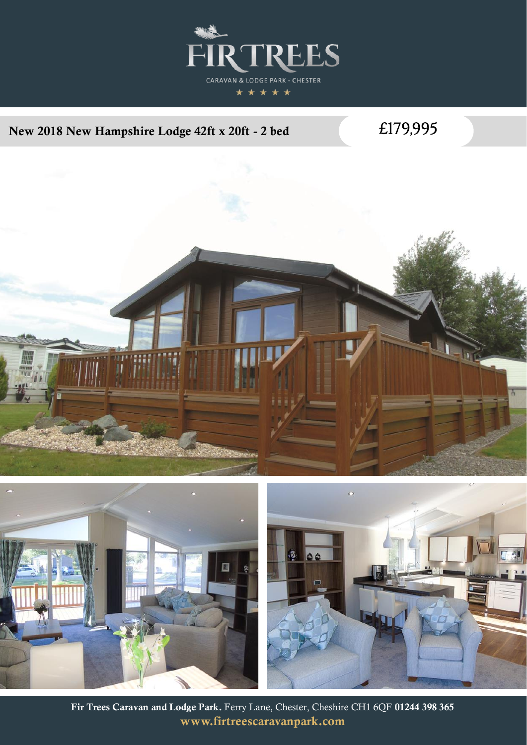FIRTREES

CARAVAN & LODGE PARK - CHESTER

★ ★ ★ ★ ★

## New 2018 New Hampshire Lodge 42ft x 20ft - 2 bed

## £179,995

**Fir Trees Caravan and Lodge Park.** Ferry Lane, Chester, Cheshire CH1 6QF **01244 398 365**

**www.firtreescaravanpark.com**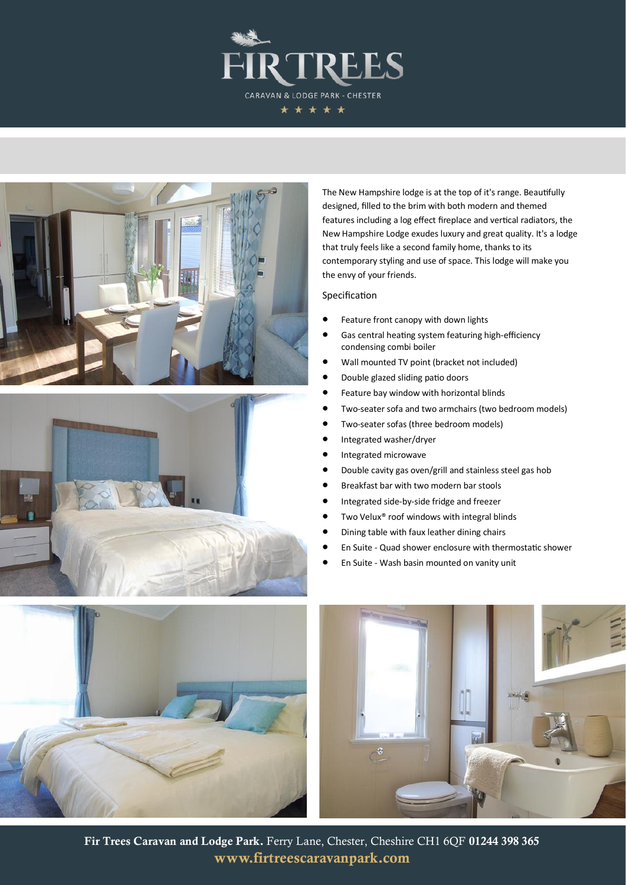# FIR TREES

CARAVAN & LODGE PARK - CHESTER

★ ★ ★ ★ ★

The New Hampshire lodge is at the top of it's range. Beautifully designed, filled to the brim with both modern and themed features including a log effect fireplace and vertical radiators, the New Hampshire Lodge exudes luxury and great quality. It's a lodge that truly feels like a second family home, thanks to its contemporary styling and use of space. This lodge will make you the envy of your friends.

Specification

- Feature front canopy with down lights
- Gas central heating system featuring high-efficiency condensing combi boiler
- Wall mounted TV point (bracket not included)
- Double glazed sliding patio doors
- Feature bay window with horizontal blinds
- Two-seater sofa and two armchairs (two bedroom models)
- Two-seater sofas (three bedroom models)
- Integrated washer/dryer
- Integrated microwave
- Double cavity gas oven/grill and stainless steel gas hob
- Breakfast bar with two modern bar stools
- Integrated side-by-side fridge and freezer
- Two Velux® roof windows with integral blinds
- Dining table with faux leather dining chairs
- En Suite - Quad shower enclosure with thermostatic shower
- En Suite - Wash basin mounted on vanity unit

**Fir Trees Caravan and Lodge Park.** Ferry Lane, Chester, Cheshire CH1 6QF **01244 398 365**

**www.firtreescaravanpark.com**